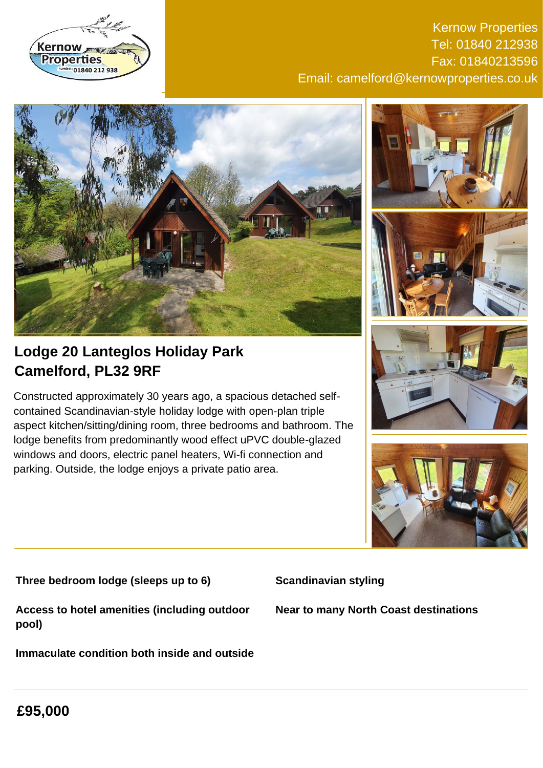Kernow Properties
Tel: 01840 212938
Fax: 01840213596
Email: camelford@kernowproperties.co.uk

# Lodge 20 Lanteglos Holiday Park Camelford, PL32 9RF

Constructed approximately 30 years ago, a spacious detached self-contained Scandinavian-style holiday lodge with open-plan triple aspect kitchen/sitting/dining room, three bedrooms and bathroom. The lodge benefits from predominantly wood effect uPVC double-glazed windows and doors, electric panel heaters, Wi-fi connection and parking. Outside, the lodge enjoys a private patio area.

**Three bedroom lodge (sleeps up to 6)**

**Access to hotel amenities (including outdoor pool)**

**Immaculate condition both inside and outside**

**Scandinavian styling**

**Near to many North Coast destinations**

## £95,000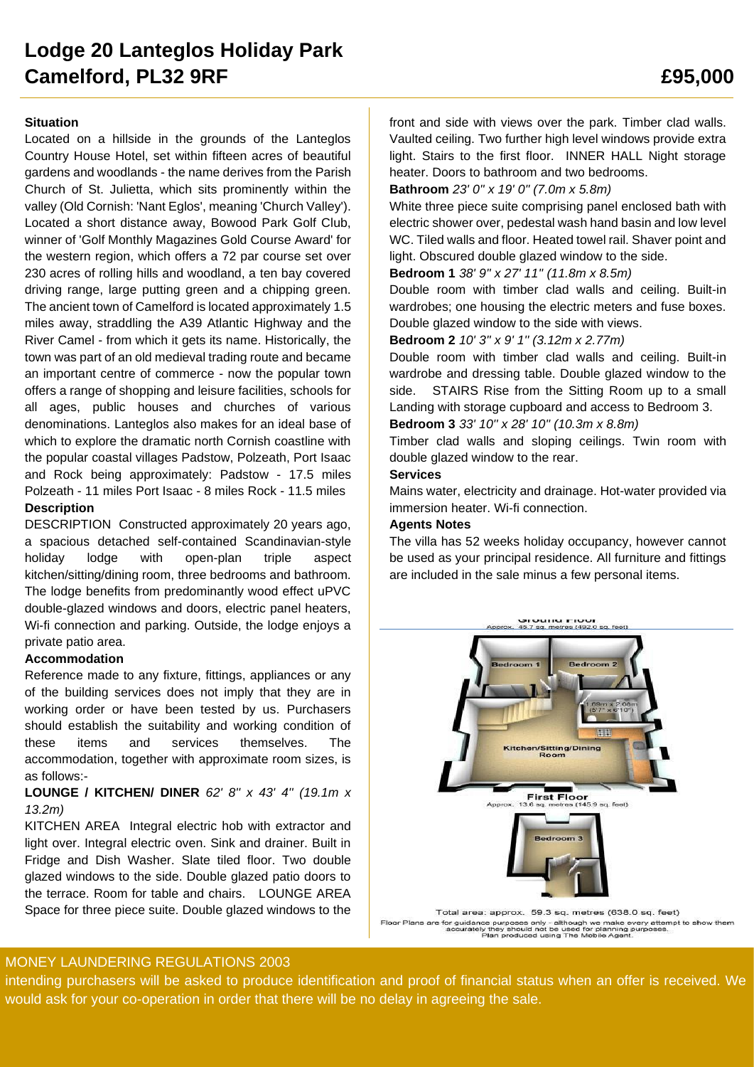# Lodge 20 Lanteglos Holiday Park
# Camelford, PL32 9RF

**£95,000**

**Situation**

Located on a hillside in the grounds of the Lanteglos Country House Hotel, set within fifteen acres of beautiful gardens and woodlands - the name derives from the Parish Church of St. Julietta, which sits prominently within the valley (Old Cornish: 'Nant Eglos', meaning 'Church Valley'). Located a short distance away, Bowood Park Golf Club, winner of 'Golf Monthly Magazines Gold Course Award' for the western region, which offers a 72 par course set over 230 acres of rolling hills and woodland, a ten bay covered driving range, large putting green and a chipping green. The ancient town of Camelford is located approximately 1.5 miles away, straddling the A39 Atlantic Highway and the River Camel - from which it gets its name. Historically, the town was part of an old medieval trading route and became an important centre of commerce - now the popular town offers a range of shopping and leisure facilities, schools for all ages, public houses and churches of various denominations. Lanteglos also makes for an ideal base of which to explore the dramatic north Cornish coastline with the popular coastal villages Padstow, Polzeath, Port Isaac and Rock being approximately: Padstow - 17.5 miles Polzeath - 11 miles Port Isaac - 8 miles Rock - 11.5 miles

**Description**

DESCRIPTION Constructed approximately 20 years ago, a spacious detached self-contained Scandinavian-style holiday lodge with open-plan triple aspect kitchen/sitting/dining room, three bedrooms and bathroom. The lodge benefits from predominantly wood effect uPVC double-glazed windows and doors, electric panel heaters, Wi-fi connection and parking. Outside, the lodge enjoys a private patio area.

**Accommodation**

Reference made to any fixture, fittings, appliances or any of the building services does not imply that they are in working order or have been tested by us. Purchasers should establish the suitability and working condition of these items and services themselves. The accommodation, together with approximate room sizes, is as follows:-

**LOUNGE / KITCHEN/ DINER** *62' 8" x 43' 4" (19.1m x 13.2m)*

KITCHEN AREA Integral electric hob with extractor and light over. Integral electric oven. Sink and drainer. Built in Fridge and Dish Washer. Slate tiled floor. Two double glazed windows to the side. Double glazed patio doors to the terrace. Room for table and chairs. LOUNGE AREA Space for three piece suite. Double glazed windows to the front and side with views over the park. Timber clad walls. Vaulted ceiling. Two further high level windows provide extra light. Stairs to the first floor. INNER HALL Night storage heater. Doors to bathroom and two bedrooms.

**Bathroom** *23' 0" x 19' 0" (7.0m x 5.8m)*

White three piece suite comprising panel enclosed bath with electric shower over, pedestal wash hand basin and low level WC. Tiled walls and floor. Heated towel rail. Shaver point and light. Obscured double glazed window to the side.

**Bedroom 1** *38' 9" x 27' 11" (11.8m x 8.5m)*

Double room with timber clad walls and ceiling. Built-in wardrobes; one housing the electric meters and fuse boxes. Double glazed window to the side with views.

**Bedroom 2** *10' 3" x 9' 1" (3.12m x 2.77m)*

Double room with timber clad walls and ceiling. Built-in wardrobe and dressing table. Double glazed window to the side. STAIRS Rise from the Sitting Room up to a small Landing with storage cupboard and access to Bedroom 3.

**Bedroom 3** *33' 10" x 28' 10" (10.3m x 8.8m)*

Timber clad walls and sloping ceilings. Twin room with double glazed window to the rear.

**Services**

Mains water, electricity and drainage. Hot-water provided via immersion heater. Wi-fi connection.

**Agents Notes**

The villa has 52 weeks holiday occupancy, however cannot be used as your principal residence. All furniture and fittings are included in the sale minus a few personal items.

Ground Floor
Approx. 45.7 sq. metres (492.0 sq. feet)

Bedroom 1
Bedroom 2
1.69m x 2.08m (5'7" x 6'10")
Kitchen/Sitting/Dining Room

First Floor
Approx. 13.6 sq. metres (145.9 sq. feet)

Bedroom 3

Total area: approx. 59.3 sq. metres (638.0 sq. feet)

Floor Plans are for guidance purposes only - although we make every attempt to show them accurately they should not be used for planning purposes.
Plan produced using The Mobile Agent.

MONEY LAUNDERING REGULATIONS 2003

intending purchasers will be asked to produce identification and proof of financial status when an offer is received. We would ask for your co-operation in order that there will be no delay in agreeing the sale.